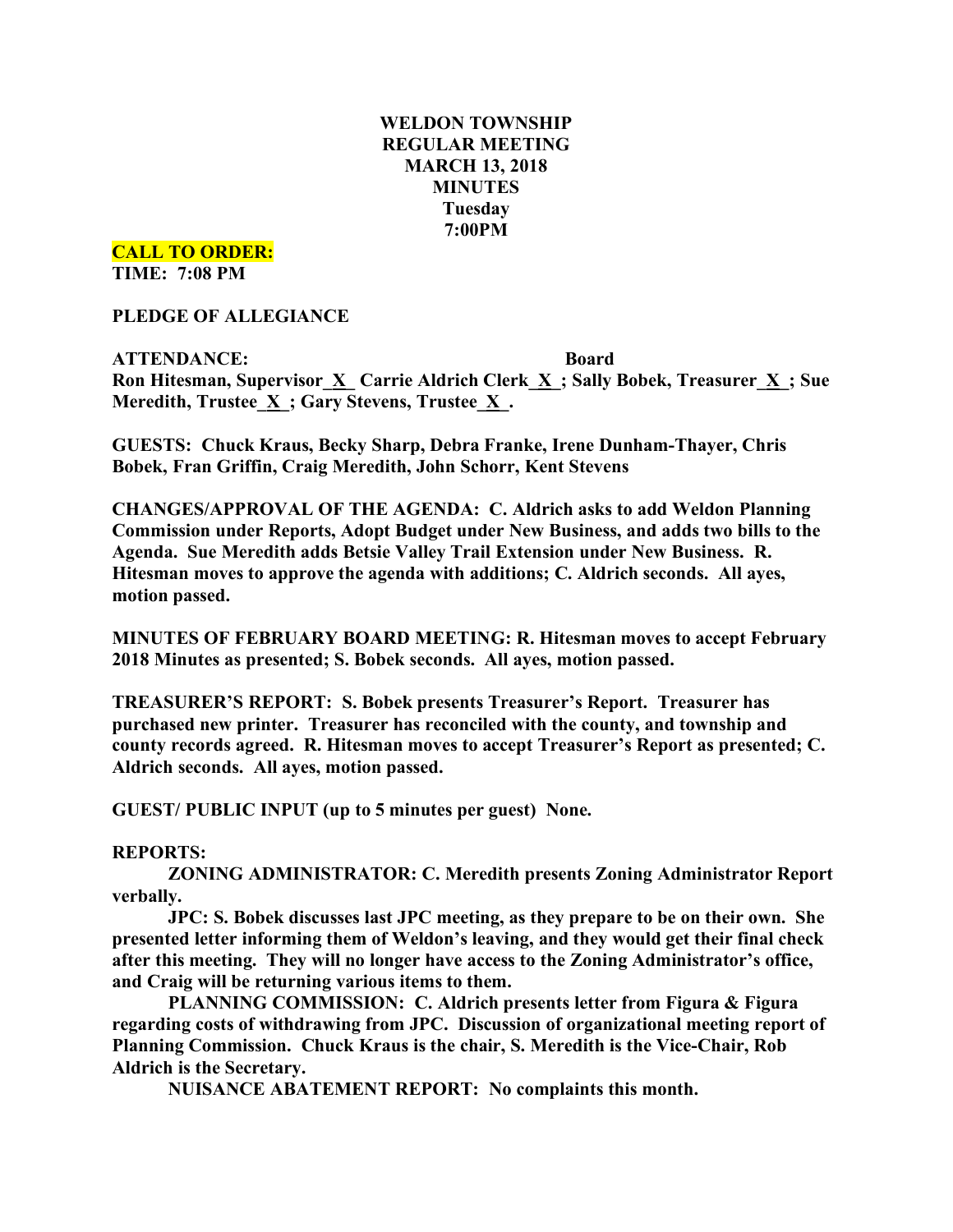# WELDON TOWNSHIP
# REGULAR MEETING
# MARCH 13, 2018
# MINUTES
# Tuesday
# 7:00PM

**CALL TO ORDER:**
**TIME: 7:08 PM**

**PLEDGE OF ALLEGIANCE**

**ATTENDANCE: Board**
**Ron Hitesman, Supervisor_X_ Carrie Aldrich Clerk_X_; Sally Bobek, Treasurer_X_; Sue Meredith, Trustee_X_; Gary Stevens, Trustee_X_.**

**GUESTS: Chuck Kraus, Becky Sharp, Debra Franke, Irene Dunham-Thayer, Chris Bobek, Fran Griffin, Craig Meredith, John Schorr, Kent Stevens**

**CHANGES/APPROVAL OF THE AGENDA: C. Aldrich asks to add Weldon Planning Commission under Reports, Adopt Budget under New Business, and adds two bills to the Agenda. Sue Meredith adds Betsie Valley Trail Extension under New Business. R. Hitesman moves to approve the agenda with additions; C. Aldrich seconds. All ayes, motion passed.**

**MINUTES OF FEBRUARY BOARD MEETING: R. Hitesman moves to accept February 2018 Minutes as presented; S. Bobek seconds. All ayes, motion passed.**

**TREASURER'S REPORT: S. Bobek presents Treasurer's Report. Treasurer has purchased new printer. Treasurer has reconciled with the county, and township and county records agreed. R. Hitesman moves to accept Treasurer's Report as presented; C. Aldrich seconds. All ayes, motion passed.**

**GUEST/ PUBLIC INPUT (up to 5 minutes per guest) None.**

**REPORTS:**

**ZONING ADMINISTRATOR: C. Meredith presents Zoning Administrator Report verbally.**

**JPC: S. Bobek discusses last JPC meeting, as they prepare to be on their own. She presented letter informing them of Weldon's leaving, and they would get their final check after this meeting. They will no longer have access to the Zoning Administrator's office, and Craig will be returning various items to them.**

**PLANNING COMMISSION: C. Aldrich presents letter from Figura & Figura regarding costs of withdrawing from JPC. Discussion of organizational meeting report of Planning Commission. Chuck Kraus is the chair, S. Meredith is the Vice-Chair, Rob Aldrich is the Secretary.**

**NUISANCE ABATEMENT REPORT: No complaints this month.**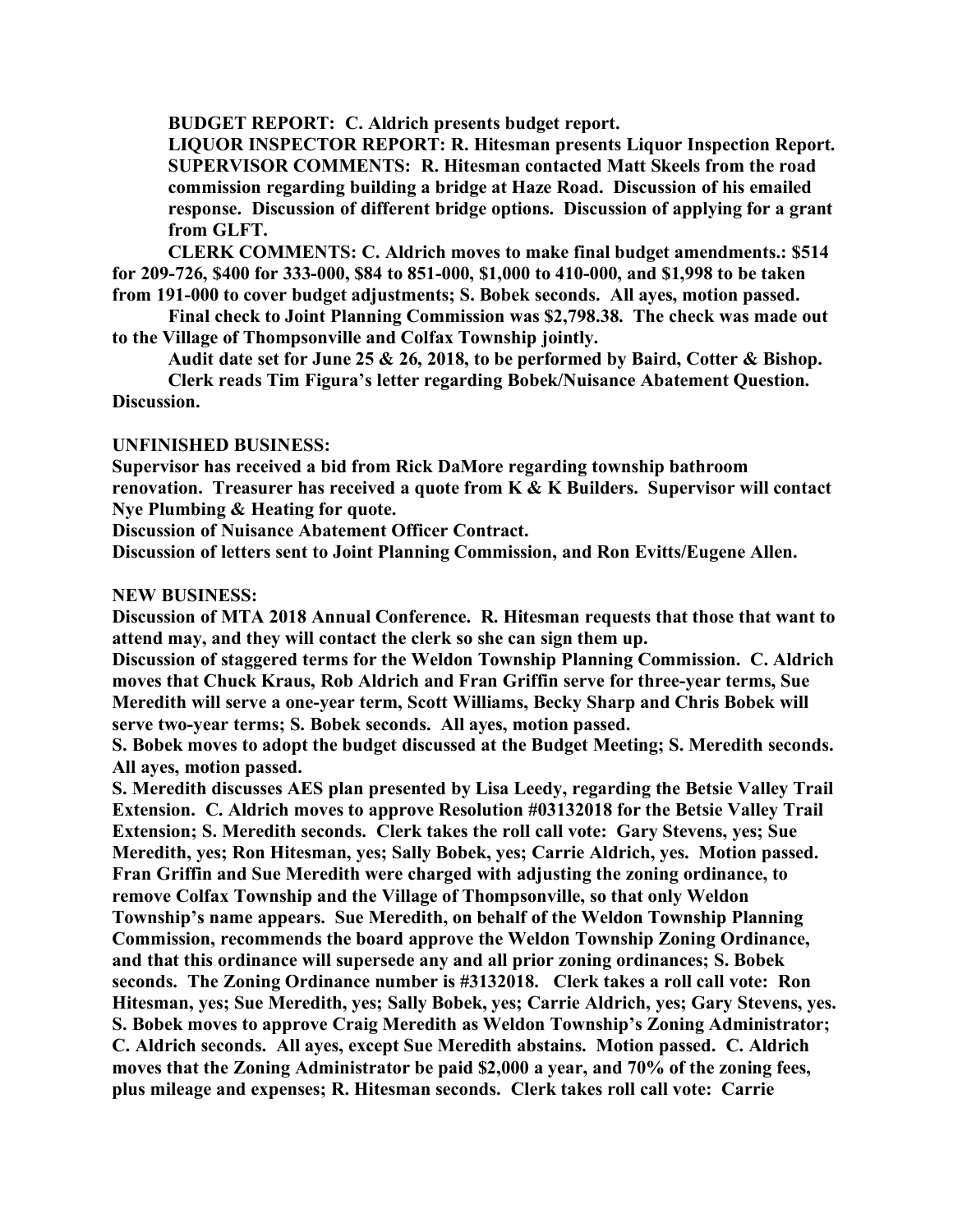**BUDGET REPORT: C. Aldrich presents budget report.**

**LIQUOR INSPECTOR REPORT: R. Hitesman presents Liquor Inspection Report.**

**SUPERVISOR COMMENTS: R. Hitesman contacted Matt Skeels from the road commission regarding building a bridge at Haze Road. Discussion of his emailed response. Discussion of different bridge options. Discussion of applying for a grant from GLFT.**

**CLERK COMMENTS: C. Aldrich moves to make final budget amendments.: $514 for 209-726, $400 for 333-000, $84 to 851-000, $1,000 to 410-000, and $1,998 to be taken from 191-000 to cover budget adjustments; S. Bobek seconds. All ayes, motion passed.**

**Final check to Joint Planning Commission was $2,798.38. The check was made out to the Village of Thompsonville and Colfax Township jointly.**

**Audit date set for June 25 & 26, 2018, to be performed by Baird, Cotter & Bishop.**

**Clerk reads Tim Figura's letter regarding Bobek/Nuisance Abatement Question. Discussion.**

**UNFINISHED BUSINESS:**

**Supervisor has received a bid from Rick DaMore regarding township bathroom renovation. Treasurer has received a quote from K & K Builders. Supervisor will contact Nye Plumbing & Heating for quote.**

**Discussion of Nuisance Abatement Officer Contract.**

**Discussion of letters sent to Joint Planning Commission, and Ron Evitts/Eugene Allen.**

**NEW BUSINESS:**

**Discussion of MTA 2018 Annual Conference. R. Hitesman requests that those that want to attend may, and they will contact the clerk so she can sign them up.**

**Discussion of staggered terms for the Weldon Township Planning Commission. C. Aldrich moves that Chuck Kraus, Rob Aldrich and Fran Griffin serve for three-year terms, Sue Meredith will serve a one-year term, Scott Williams, Becky Sharp and Chris Bobek will serve two-year terms; S. Bobek seconds. All ayes, motion passed.**

**S. Bobek moves to adopt the budget discussed at the Budget Meeting; S. Meredith seconds. All ayes, motion passed.**

**S. Meredith discusses AES plan presented by Lisa Leedy, regarding the Betsie Valley Trail Extension. C. Aldrich moves to approve Resolution #03132018 for the Betsie Valley Trail Extension; S. Meredith seconds. Clerk takes the roll call vote: Gary Stevens, yes; Sue Meredith, yes; Ron Hitesman, yes; Sally Bobek, yes; Carrie Aldrich, yes. Motion passed.**

**Fran Griffin and Sue Meredith were charged with adjusting the zoning ordinance, to remove Colfax Township and the Village of Thompsonville, so that only Weldon Township's name appears. Sue Meredith, on behalf of the Weldon Township Planning Commission, recommends the board approve the Weldon Township Zoning Ordinance, and that this ordinance will supersede any and all prior zoning ordinances; S. Bobek seconds. The Zoning Ordinance number is #3132018. Clerk takes a roll call vote: Ron Hitesman, yes; Sue Meredith, yes; Sally Bobek, yes; Carrie Aldrich, yes; Gary Stevens, yes.**

**S. Bobek moves to approve Craig Meredith as Weldon Township's Zoning Administrator; C. Aldrich seconds. All ayes, except Sue Meredith abstains. Motion passed. C. Aldrich moves that the Zoning Administrator be paid $2,000 a year, and 70% of the zoning fees, plus mileage and expenses; R. Hitesman seconds. Clerk takes roll call vote: Carrie**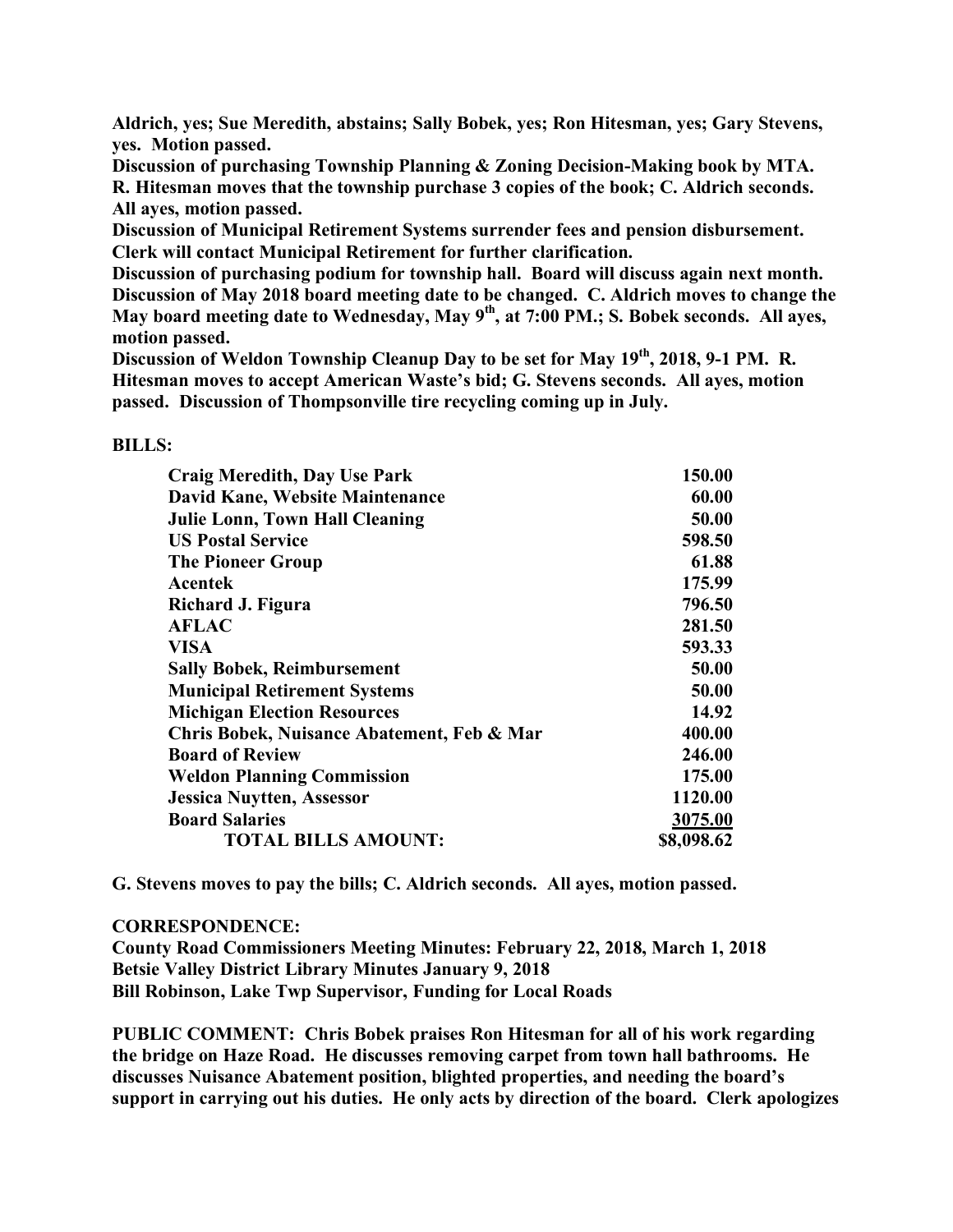**Aldrich, yes; Sue Meredith, abstains; Sally Bobek, yes; Ron Hitesman, yes; Gary Stevens, yes. Motion passed.**

**Discussion of purchasing Township Planning & Zoning Decision-Making book by MTA. R. Hitesman moves that the township purchase 3 copies of the book; C. Aldrich seconds. All ayes, motion passed.**

**Discussion of Municipal Retirement Systems surrender fees and pension disbursement. Clerk will contact Municipal Retirement for further clarification.**

**Discussion of purchasing podium for township hall. Board will discuss again next month.**

**Discussion of May 2018 board meeting date to be changed. C. Aldrich moves to change the May board meeting date to Wednesday, May 9th, at 7:00 PM.; S. Bobek seconds. All ayes, motion passed.**

**Discussion of Weldon Township Cleanup Day to be set for May 19th, 2018, 9-1 PM. R. Hitesman moves to accept American Waste's bid; G. Stevens seconds. All ayes, motion passed. Discussion of Thompsonville tire recycling coming up in July.**

**BILLS:**

| | |
|---|---:|
| **Craig Meredith, Day Use Park** | **150.00** |
| **David Kane, Website Maintenance** | **60.00** |
| **Julie Lonn, Town Hall Cleaning** | **50.00** |
| **US Postal Service** | **598.50** |
| **The Pioneer Group** | **61.88** |
| **Acentek** | **175.99** |
| **Richard J. Figura** | **796.50** |
| **AFLAC** | **281.50** |
| **VISA** | **593.33** |
| **Sally Bobek, Reimbursement** | **50.00** |
| **Municipal Retirement Systems** | **50.00** |
| **Michigan Election Resources** | **14.92** |
| **Chris Bobek, Nuisance Abatement, Feb & Mar** | **400.00** |
| **Board of Review** | **246.00** |
| **Weldon Planning Commission** | **175.00** |
| **Jessica Nuytten, Assessor** | **1120.00** |
| **Board Salaries** | **3075.00** |
| **TOTAL BILLS AMOUNT:** | **$8,098.62** |

**G. Stevens moves to pay the bills; C. Aldrich seconds. All ayes, motion passed.**

**CORRESPONDENCE:**

**County Road Commissioners Meeting Minutes: February 22, 2018, March 1, 2018**
**Betsie Valley District Library Minutes January 9, 2018**
**Bill Robinson, Lake Twp Supervisor, Funding for Local Roads**

**PUBLIC COMMENT: Chris Bobek praises Ron Hitesman for all of his work regarding the bridge on Haze Road. He discusses removing carpet from town hall bathrooms. He discusses Nuisance Abatement position, blighted properties, and needing the board's support in carrying out his duties. He only acts by direction of the board. Clerk apologizes**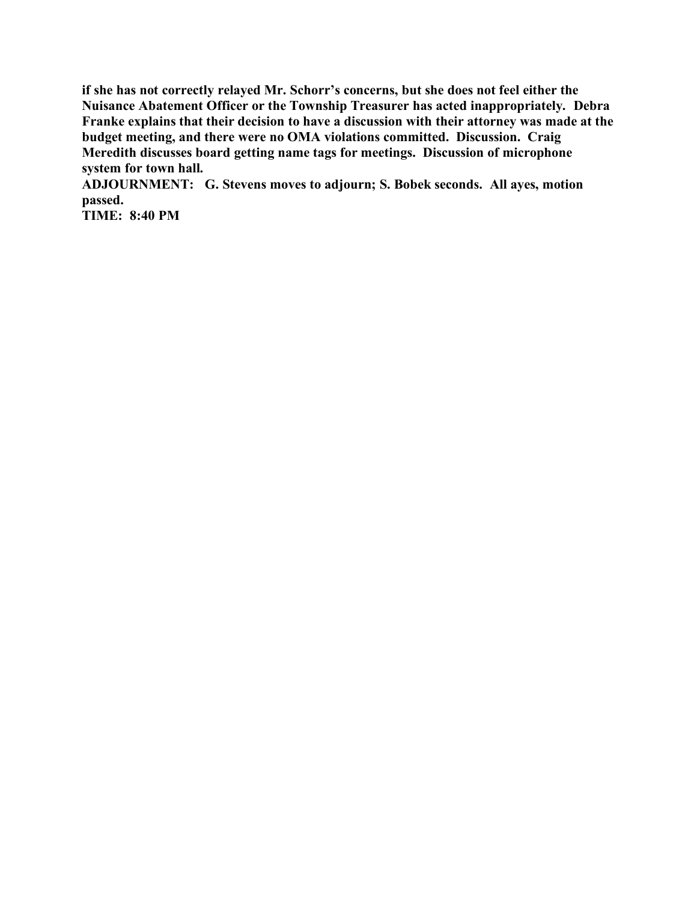**if she has not correctly relayed Mr. Schorr's concerns, but she does not feel either the Nuisance Abatement Officer or the Township Treasurer has acted inappropriately. Debra Franke explains that their decision to have a discussion with their attorney was made at the budget meeting, and there were no OMA violations committed. Discussion. Craig Meredith discusses board getting name tags for meetings. Discussion of microphone system for town hall.**

**ADJOURNMENT: G. Stevens moves to adjourn; S. Bobek seconds. All ayes, motion passed.**

**TIME: 8:40 PM**